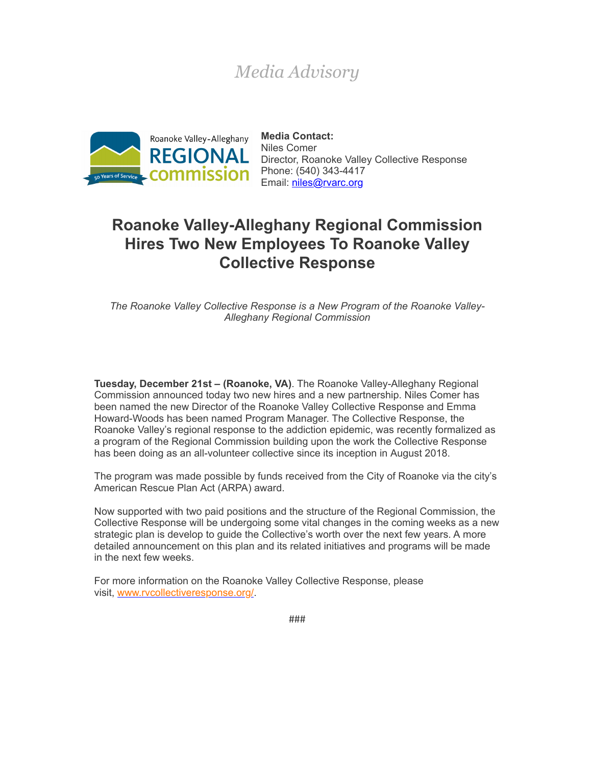*Media Advisory*

Roanoke Valley-Alleghany REGIONAL commission — 50 Years of Service

**Media Contact:**
Niles Comer
Director, Roanoke Valley Collective Response
Phone: (540) 343-4417
Email: niles@rvarc.org

# Roanoke Valley-Alleghany Regional Commission Hires Two New Employees To Roanoke Valley Collective Response

*The Roanoke Valley Collective Response is a New Program of the Roanoke Valley-Alleghany Regional Commission*

**Tuesday, December 21st – (Roanoke, VA)**. The Roanoke Valley-Alleghany Regional Commission announced today two new hires and a new partnership. Niles Comer has been named the new Director of the Roanoke Valley Collective Response and Emma Howard-Woods has been named Program Manager. The Collective Response, the Roanoke Valley's regional response to the addiction epidemic, was recently formalized as a program of the Regional Commission building upon the work the Collective Response has been doing as an all-volunteer collective since its inception in August 2018.

The program was made possible by funds received from the City of Roanoke via the city's American Rescue Plan Act (ARPA) award.

Now supported with two paid positions and the structure of the Regional Commission, the Collective Response will be undergoing some vital changes in the coming weeks as a new strategic plan is develop to guide the Collective's worth over the next few years. A more detailed announcement on this plan and its related initiatives and programs will be made in the next few weeks.

For more information on the Roanoke Valley Collective Response, please visit, www.rvcollectiveresponse.org/.

###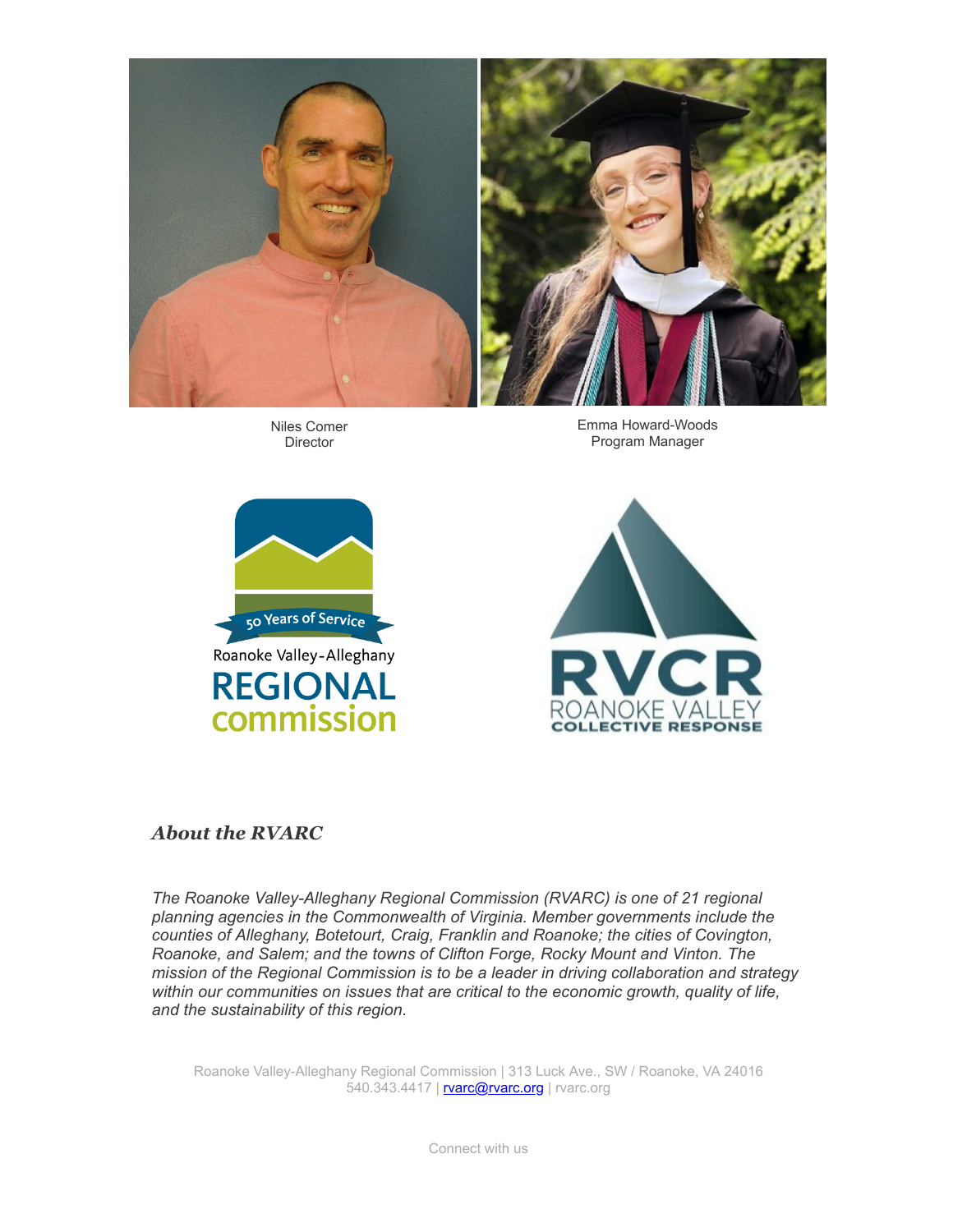Niles Comer
Director

Emma Howard-Woods
Program Manager

### *About the RVARC*

*The Roanoke Valley-Alleghany Regional Commission (RVARC) is one of 21 regional planning agencies in the Commonwealth of Virginia. Member governments include the counties of Alleghany, Botetourt, Craig, Franklin and Roanoke; the cities of Covington, Roanoke, and Salem; and the towns of Clifton Forge, Rocky Mount and Vinton. The mission of the Regional Commission is to be a leader in driving collaboration and strategy within our communities on issues that are critical to the economic growth, quality of life, and the sustainability of this region.*

Roanoke Valley-Alleghany Regional Commission | 313 Luck Ave., SW / Roanoke, VA 24016
540.343.4417 | rvarc@rvarc.org | rvarc.org

Connect with us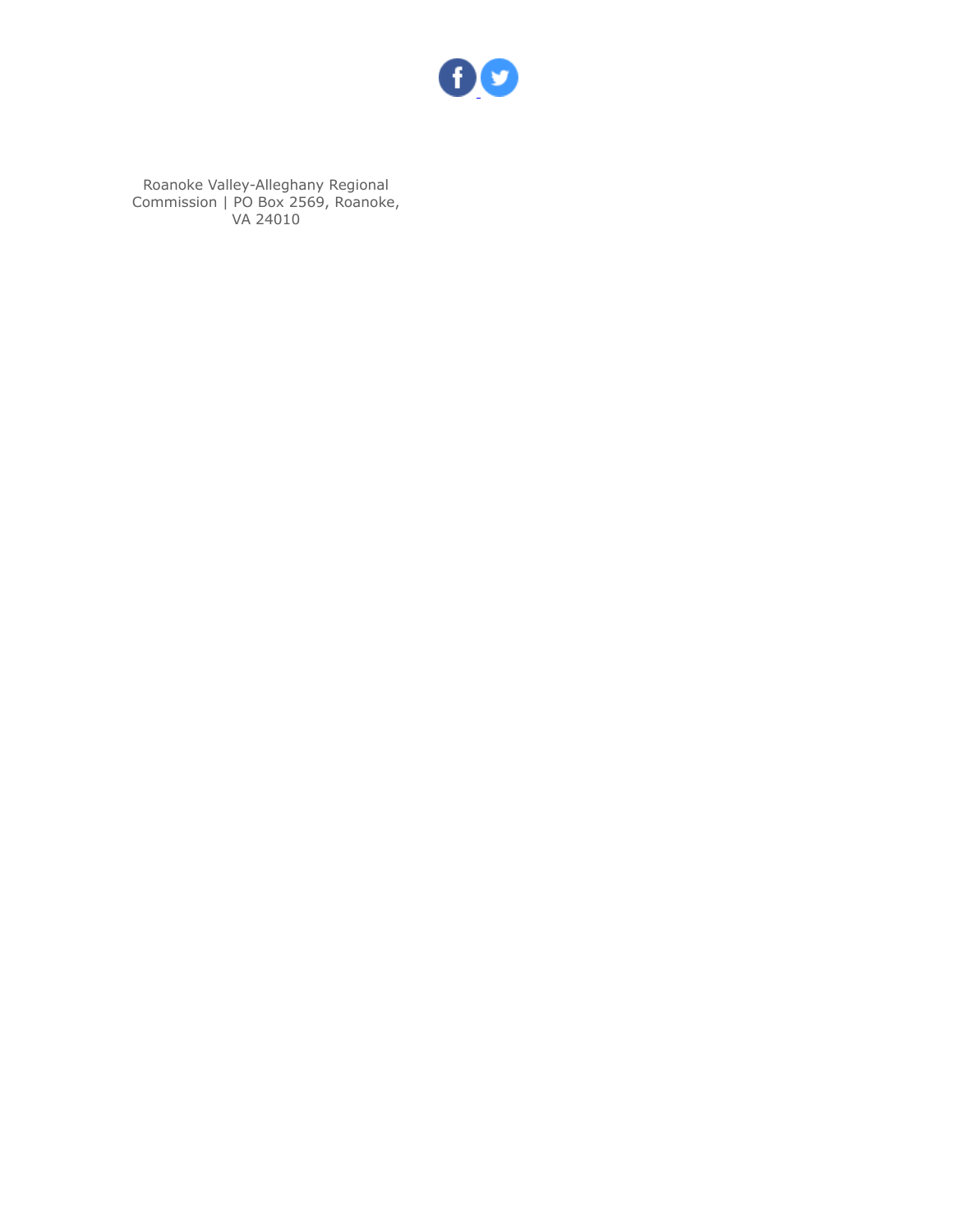Roanoke Valley-Alleghany Regional Commission | PO Box 2569, Roanoke, VA 24010